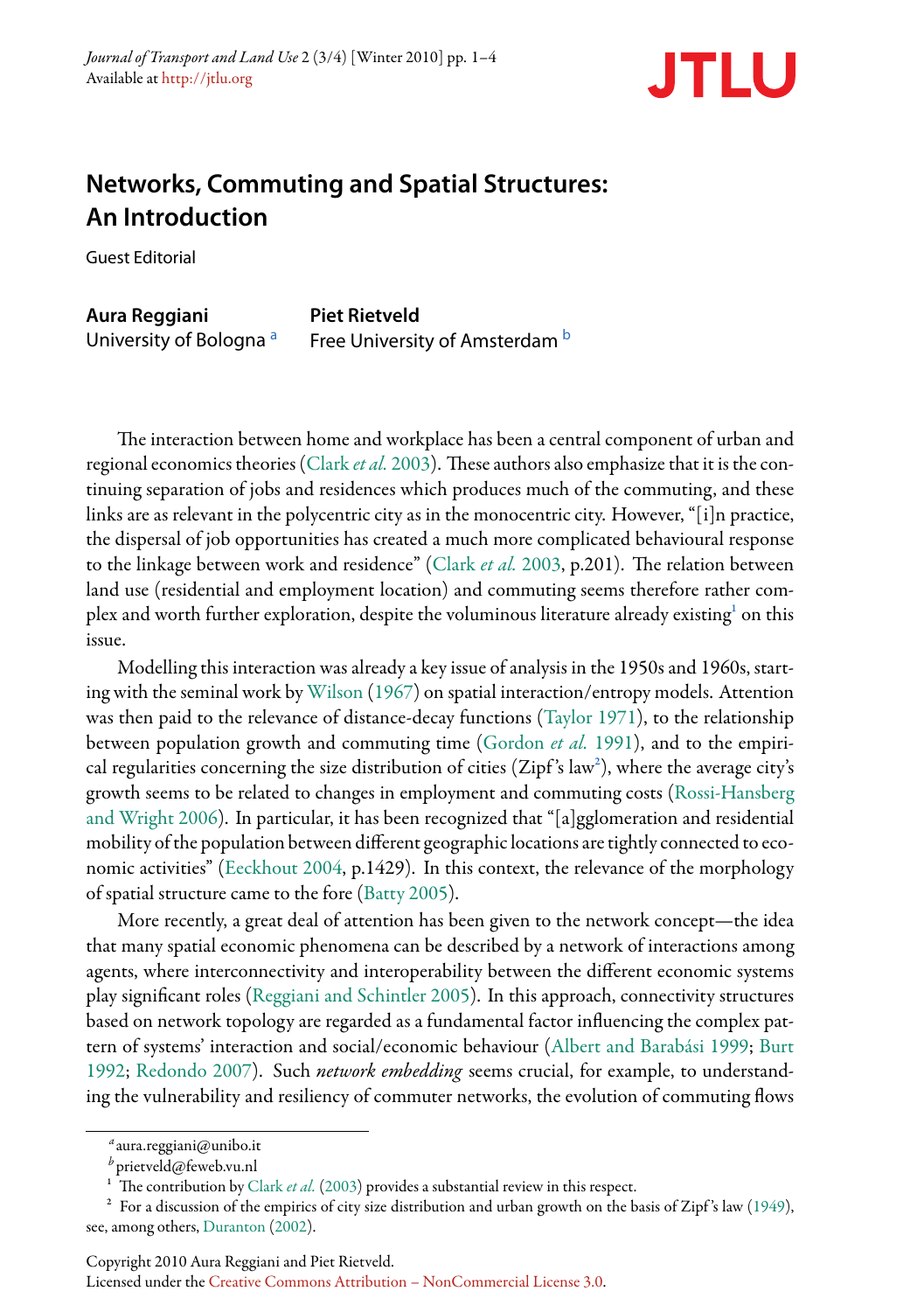# Networks, Commuting and Spatial Structures: An Introduction

Guest Editorial

**Aura Reggiani**
University of Bologna [a]

**Piet Rietveld**
Free University of Amsterdam [b]

The interaction between home and workplace has been a central component of urban and regional economics theories (Clark *et al.* 2003). These authors also emphasize that it is the continuing separation of jobs and residences which produces much of the commuting, and these links are as relevant in the polycentric city as in the monocentric city. However, "[i]n practice, the dispersal of job opportunities has created a much more complicated behavioural response to the linkage between work and residence" (Clark *et al.* 2003, p.201). The relation between land use (residential and employment location) and commuting seems therefore rather complex and worth further exploration, despite the voluminous literature already existing[1] on this issue.

Modelling this interaction was already a key issue of analysis in the 1950s and 1960s, starting with the seminal work by Wilson (1967) on spatial interaction/entropy models. Attention was then paid to the relevance of distance-decay functions (Taylor 1971), to the relationship between population growth and commuting time (Gordon *et al.* 1991), and to the empirical regularities concerning the size distribution of cities (Zipf's law[2]), where the average city's growth seems to be related to changes in employment and commuting costs (Rossi-Hansberg and Wright 2006). In particular, it has been recognized that "[a]gglomeration and residential mobility of the population between different geographic locations are tightly connected to economic activities" (Eeckhout 2004, p.1429). In this context, the relevance of the morphology of spatial structure came to the fore (Batty 2005).

More recently, a great deal of attention has been given to the network concept—the idea that many spatial economic phenomena can be described by a network of interactions among agents, where interconnectivity and interoperability between the different economic systems play significant roles (Reggiani and Schintler 2005). In this approach, connectivity structures based on network topology are regarded as a fundamental factor influencing the complex pattern of systems' interaction and social/economic behaviour (Albert and Barabási 1999; Burt 1992; Redondo 2007). Such *network embedding* seems crucial, for example, to understanding the vulnerability and resiliency of commuter networks, the evolution of commuting flows

[a] aura.reggiani@unibo.it

[b] prietveld@feweb.vu.nl

[1] The contribution by Clark *et al.* (2003) provides a substantial review in this respect.

[2] For a discussion of the empirics of city size distribution and urban growth on the basis of Zipf's law (1949), see, among others, Duranton (2002).

Copyright 2010 Aura Reggiani and Piet Rietveld.
Licensed under the Creative Commons Attribution – NonCommercial License 3.0.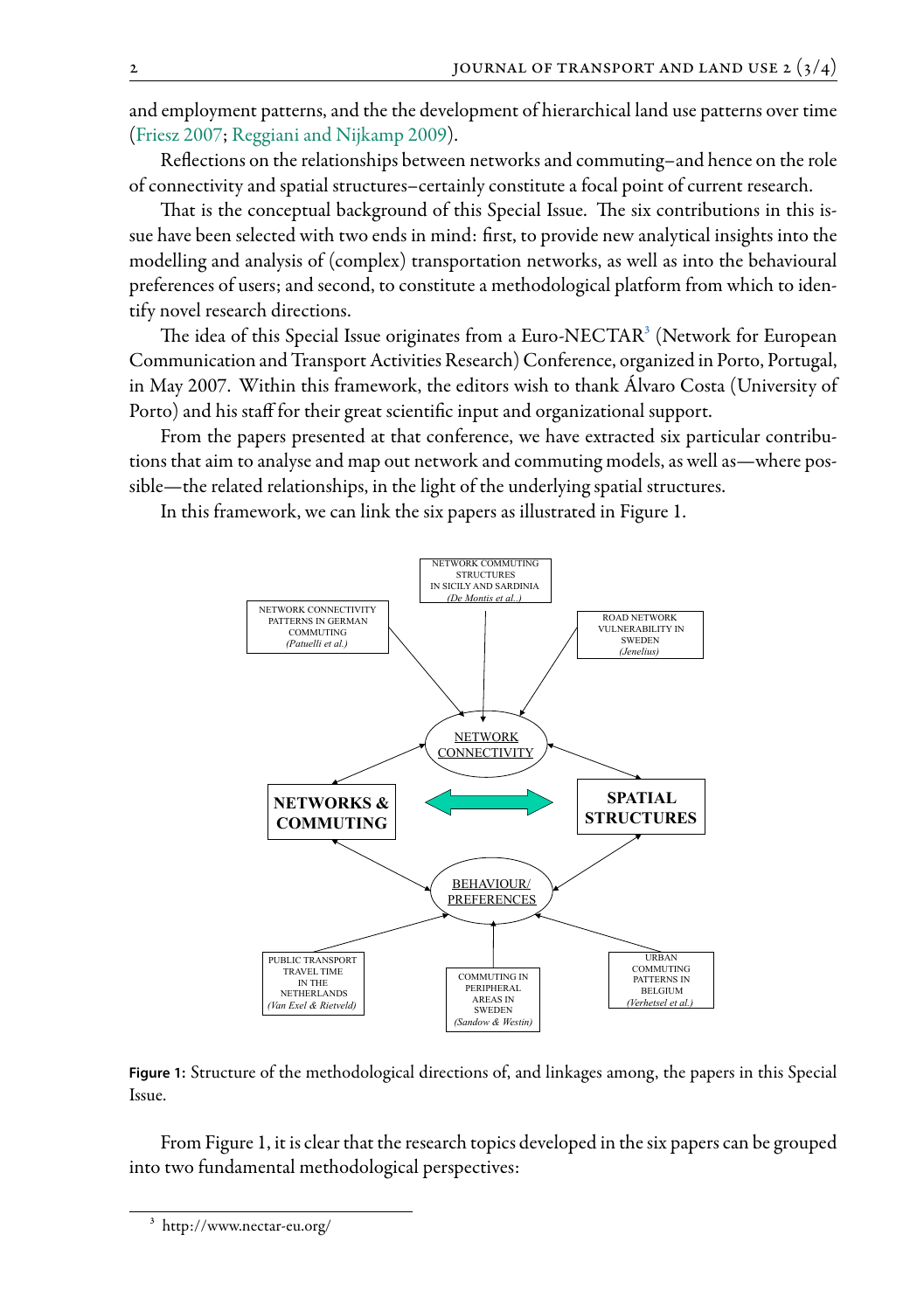and employment patterns, and the the development of hierarchical land use patterns over time (Friesz 2007; Reggiani and Nijkamp 2009).

Reflections on the relationships between networks and commuting–and hence on the role of connectivity and spatial structures–certainly constitute a focal point of current research.

That is the conceptual background of this Special Issue. The six contributions in this issue have been selected with two ends in mind: first, to provide new analytical insights into the modelling and analysis of (complex) transportation networks, as well as into the behavioural preferences of users; and second, to constitute a methodological platform from which to identify novel research directions.

The idea of this Special Issue originates from a Euro-NECTAR[3] (Network for European Communication and Transport Activities Research) Conference, organized in Porto, Portugal, in May 2007. Within this framework, the editors wish to thank Álvaro Costa (University of Porto) and his staff for their great scientific input and organizational support.

From the papers presented at that conference, we have extracted six particular contributions that aim to analyse and map out network and commuting models, as well as—where possible—the related relationships, in the light of the underlying spatial structures.

In this framework, we can link the six papers as illustrated in Figure 1.

NETWORK COMMUTING STRUCTURES IN SICILY AND SARDINIA (De Montis et al..)

NETWORK CONNECTIVITY PATTERNS IN GERMAN COMMUTING (Patuelli et al.)

ROAD NETWORK VULNERABILITY IN SWEDEN (Jenelius)

NETWORK CONNECTIVITY

NETWORKS & COMMUTING

SPATIAL STRUCTURES

BEHAVIOUR/ PREFERENCES

PUBLIC TRANSPORT TRAVEL TIME IN THE NETHERLANDS (Van Exel & Rietveld)

COMMUTING IN PERIPHERAL AREAS IN SWEDEN (Sandow & Westin)

URBAN COMMUTING PATTERNS IN BELGIUM (Verhetsel et al.)

**Figure 1:** Structure of the methodological directions of, and linkages among, the papers in this Special Issue.

From Figure 1, it is clear that the research topics developed in the six papers can be grouped into two fundamental methodological perspectives:

[3] http://www.nectar-eu.org/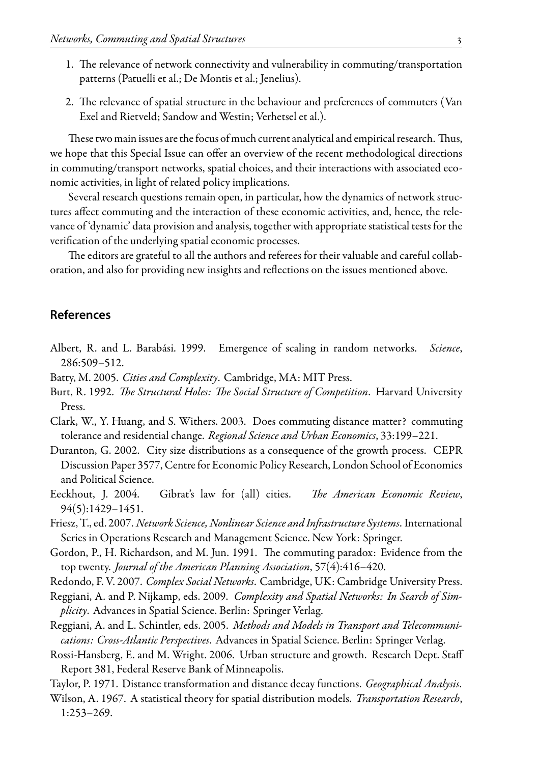1. The relevance of network connectivity and vulnerability in commuting/transportation patterns (Patuelli et al.; De Montis et al.; Jenelius).
2. The relevance of spatial structure in the behaviour and preferences of commuters (Van Exel and Rietveld; Sandow and Westin; Verhetsel et al.).

These two main issues are the focus of much current analytical and empirical research. Thus, we hope that this Special Issue can offer an overview of the recent methodological directions in commuting/transport networks, spatial choices, and their interactions with associated economic activities, in light of related policy implications.

Several research questions remain open, in particular, how the dynamics of network structures affect commuting and the interaction of these economic activities, and, hence, the relevance of 'dynamic' data provision and analysis, together with appropriate statistical tests for the verification of the underlying spatial economic processes.

The editors are grateful to all the authors and referees for their valuable and careful collaboration, and also for providing new insights and reflections on the issues mentioned above.

## References

Albert, R. and L. Barabási. 1999. Emergence of scaling in random networks. *Science*, 286:509–512.

Batty, M. 2005. *Cities and Complexity*. Cambridge, MA: MIT Press.

Burt, R. 1992. *The Structural Holes: The Social Structure of Competition*. Harvard University Press.

Clark, W., Y. Huang, and S. Withers. 2003. Does commuting distance matter? commuting tolerance and residential change. *Regional Science and Urban Economics*, 33:199–221.

Duranton, G. 2002. City size distributions as a consequence of the growth process. CEPR Discussion Paper 3577, Centre for Economic Policy Research, London School of Economics and Political Science.

Eeckhout, J. 2004. Gibrat's law for (all) cities. *The American Economic Review*, 94(5):1429–1451.

Friesz, T., ed. 2007. *Network Science, Nonlinear Science and Infrastructure Systems*. International Series in Operations Research and Management Science. New York: Springer.

Gordon, P., H. Richardson, and M. Jun. 1991. The commuting paradox: Evidence from the top twenty. *Journal of the American Planning Association*, 57(4):416–420.

Redondo, F. V. 2007. *Complex Social Networks*. Cambridge, UK: Cambridge University Press.

Reggiani, A. and P. Nijkamp, eds. 2009. *Complexity and Spatial Networks: In Search of Simplicity*. Advances in Spatial Science. Berlin: Springer Verlag.

Reggiani, A. and L. Schintler, eds. 2005. *Methods and Models in Transport and Telecommunications: Cross-Atlantic Perspectives*. Advances in Spatial Science. Berlin: Springer Verlag.

Rossi-Hansberg, E. and M. Wright. 2006. Urban structure and growth. Research Dept. Staff Report 381, Federal Reserve Bank of Minneapolis.

Taylor, P. 1971. Distance transformation and distance decay functions. *Geographical Analysis*.

Wilson, A. 1967. A statistical theory for spatial distribution models. *Transportation Research*, 1:253–269.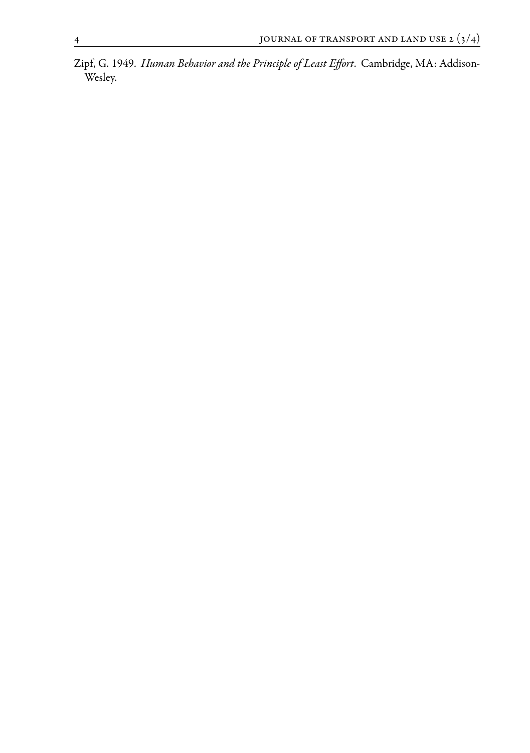Zipf, G. 1949. *Human Behavior and the Principle of Least Effort*. Cambridge, MA: Addison-Wesley.